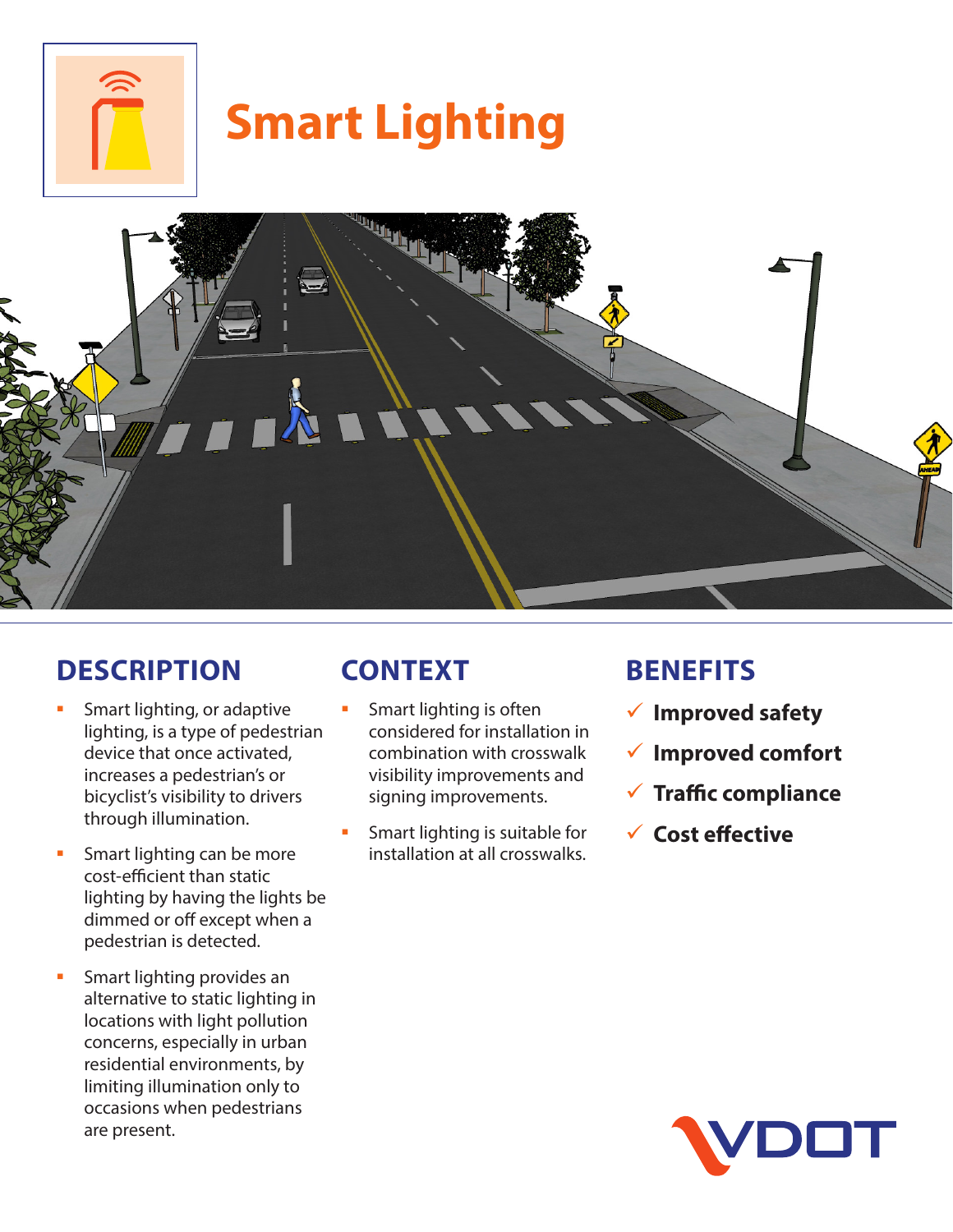# Smart Lighting

## DESCRIPTION

- Smart lighting, or adaptive lighting, is a type of pedestrian device that once activated, increases a pedestrian's or bicyclist's visibility to drivers through illumination.
- Smart lighting can be more cost-efficient than static lighting by having the lights be dimmed or off except when a pedestrian is detected.
- Smart lighting provides an alternative to static lighting in locations with light pollution concerns, especially in urban residential environments, by limiting illumination only to occasions when pedestrians are present.

## CONTEXT

- Smart lighting is often considered for installation in combination with crosswalk visibility improvements and signing improvements.
- Smart lighting is suitable for installation at all crosswalks.

## BENEFITS

- ✓ **Improved safety**
- ✓ **Improved comfort**
- ✓ **Traffic compliance**
- ✓ **Cost effective**

VDOT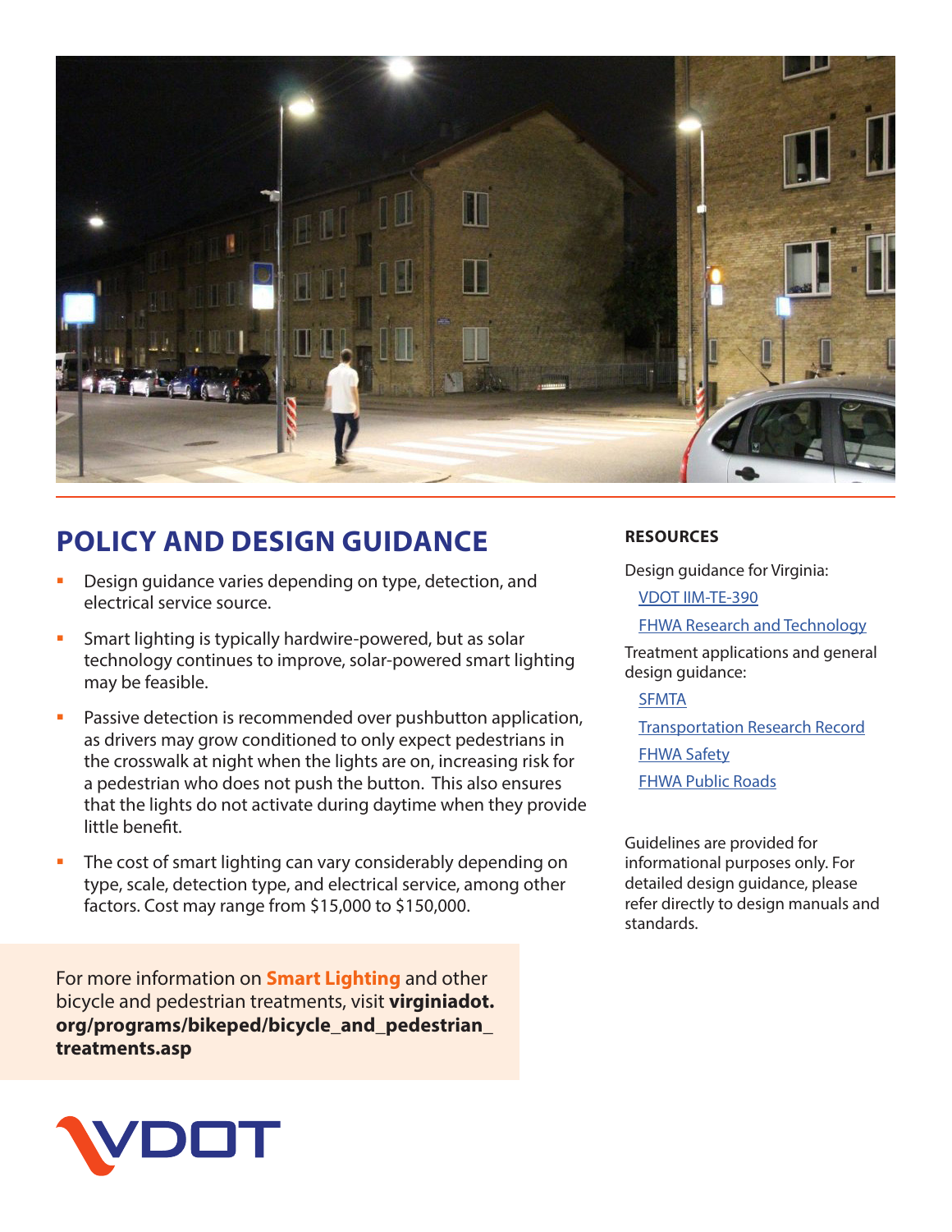## POLICY AND DESIGN GUIDANCE

- Design guidance varies depending on type, detection, and electrical service source.
- Smart lighting is typically hardwire-powered, but as solar technology continues to improve, solar-powered smart lighting may be feasible.
- Passive detection is recommended over pushbutton application, as drivers may grow conditioned to only expect pedestrians in the crosswalk at night when the lights are on, increasing risk for a pedestrian who does not push the button. This also ensures that the lights do not activate during daytime when they provide little benefit.
- The cost of smart lighting can vary considerably depending on type, scale, detection type, and electrical service, among other factors. Cost may range from $15,000 to $150,000.

For more information on **Smart Lighting** and other bicycle and pedestrian treatments, visit **virginiadot.org/programs/bikeped/bicycle_and_pedestrian_treatments.asp**

**RESOURCES**

Design guidance for Virginia:

- VDOT IIM-TE-390
- FHWA Research and Technology

Treatment applications and general design guidance:

- SFMTA
- Transportation Research Record
- FHWA Safety
- FHWA Public Roads

Guidelines are provided for informational purposes only. For detailed design guidance, please refer directly to design manuals and standards.

VDOT